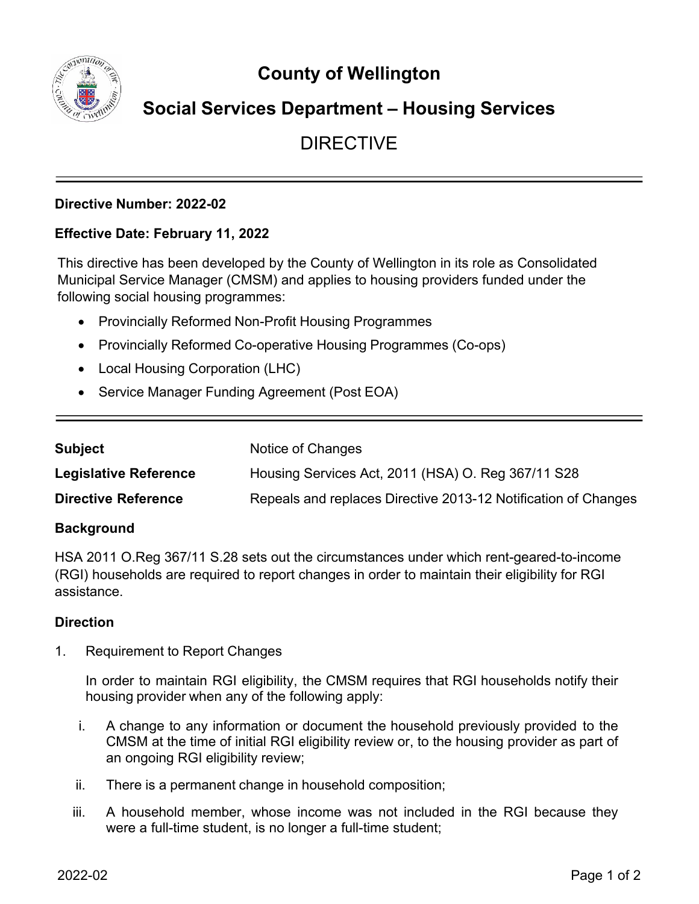# County of Wellington

## Social Services Department – Housing Services

DIRECTIVE

---

**Directive Number: 2022-02**

**Effective Date: February 11, 2022**

This directive has been developed by the County of Wellington in its role as Consolidated Municipal Service Manager (CMSM) and applies to housing providers funded under the following social housing programmes:

- Provincially Reformed Non-Profit Housing Programmes
- Provincially Reformed Co-operative Housing Programmes (Co-ops)
- Local Housing Corporation (LHC)
- Service Manager Funding Agreement (Post EOA)

---

| | |
|---|---|
| **Subject** | Notice of Changes |
| **Legislative Reference** | Housing Services Act, 2011 (HSA) O. Reg 367/11 S28 |
| **Directive Reference** | Repeals and replaces Directive 2013-12 Notification of Changes |

**Background**

HSA 2011 O.Reg 367/11 S.28 sets out the circumstances under which rent-geared-to-income (RGI) households are required to report changes in order to maintain their eligibility for RGI assistance.

**Direction**

1. Requirement to Report Changes

   In order to maintain RGI eligibility, the CMSM requires that RGI households notify their housing provider when any of the following apply:

   i. A change to any information or document the household previously provided to the CMSM at the time of initial RGI eligibility review or, to the housing provider as part of an ongoing RGI eligibility review;

   ii. There is a permanent change in household composition;

   iii. A household member, whose income was not included in the RGI because they were a full-time student, is no longer a full-time student;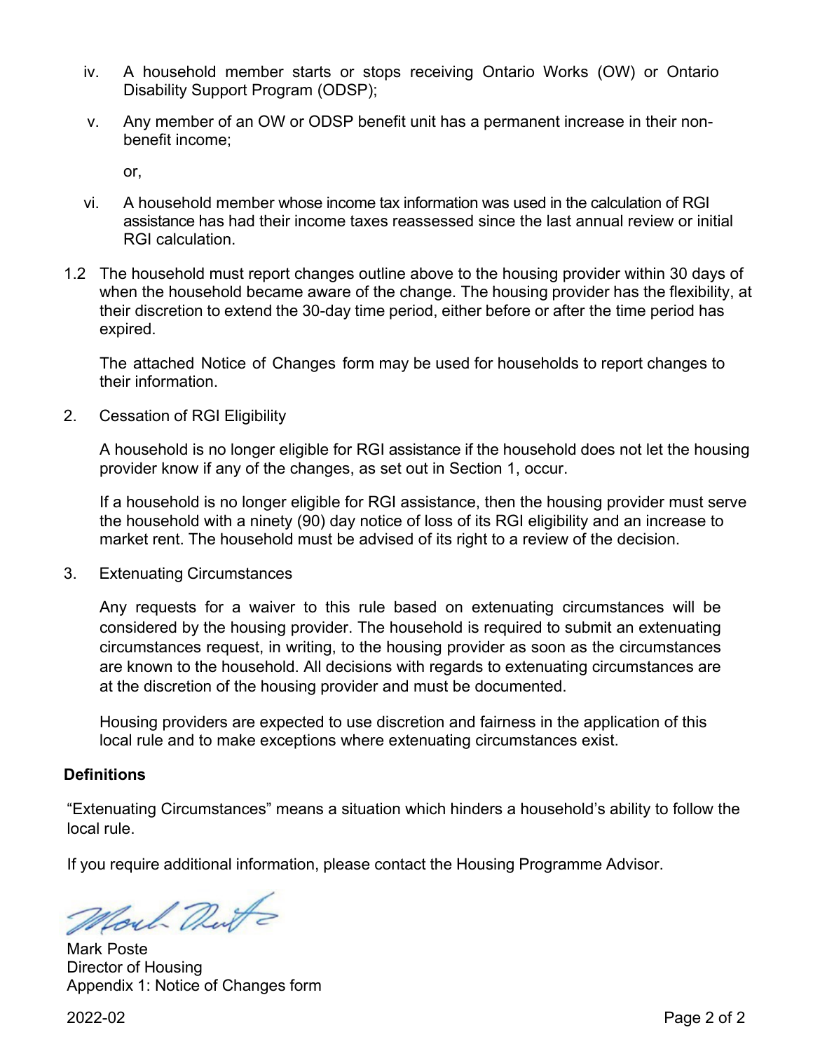iv. A household member starts or stops receiving Ontario Works (OW) or Ontario Disability Support Program (ODSP);

v. Any member of an OW or ODSP benefit unit has a permanent increase in their non-benefit income;

or,

vi. A household member whose income tax information was used in the calculation of RGI assistance has had their income taxes reassessed since the last annual review or initial RGI calculation.

1.2 The household must report changes outline above to the housing provider within 30 days of when the household became aware of the change. The housing provider has the flexibility, at their discretion to extend the 30-day time period, either before or after the time period has expired.

The attached Notice of Changes form may be used for households to report changes to their information.

2. Cessation of RGI Eligibility

A household is no longer eligible for RGI assistance if the household does not let the housing provider know if any of the changes, as set out in Section 1, occur.

If a household is no longer eligible for RGI assistance, then the housing provider must serve the household with a ninety (90) day notice of loss of its RGI eligibility and an increase to market rent. The household must be advised of its right to a review of the decision.

3. Extenuating Circumstances

Any requests for a waiver to this rule based on extenuating circumstances will be considered by the housing provider. The household is required to submit an extenuating circumstances request, in writing, to the housing provider as soon as the circumstances are known to the household. All decisions with regards to extenuating circumstances are at the discretion of the housing provider and must be documented.

Housing providers are expected to use discretion and fairness in the application of this local rule and to make exceptions where extenuating circumstances exist.

**Definitions**

"Extenuating Circumstances" means a situation which hinders a household's ability to follow the local rule.

If you require additional information, please contact the Housing Programme Advisor.

Mark Poste
Director of Housing
Appendix 1: Notice of Changes form

2022-02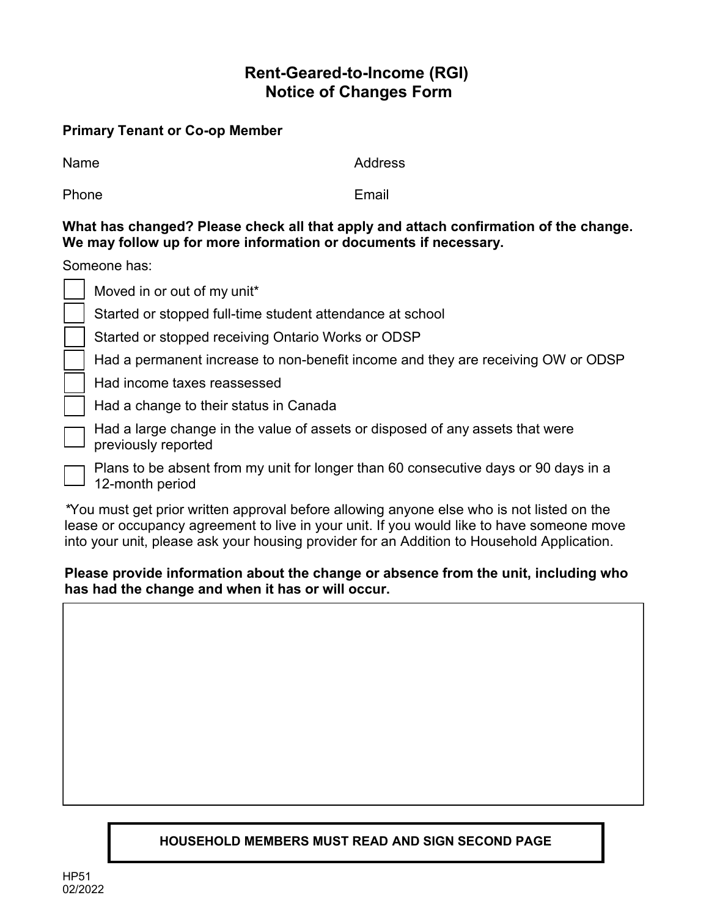# Rent-Geared-to-Income (RGI) Notice of Changes Form

**Primary Tenant or Co-op Member**

Name

Address

Phone

Email

**What has changed? Please check all that apply and attach confirmation of the change. We may follow up for more information or documents if necessary.**

Someone has:

- ☐ Moved in or out of my unit*
- ☐ Started or stopped full-time student attendance at school
- ☐ Started or stopped receiving Ontario Works or ODSP
- ☐ Had a permanent increase to non-benefit income and they are receiving OW or ODSP
- ☐ Had income taxes reassessed
- ☐ Had a change to their status in Canada
- ☐ Had a large change in the value of assets or disposed of any assets that were previously reported
- ☐ Plans to be absent from my unit for longer than 60 consecutive days or 90 days in a 12-month period

*You must get prior written approval before allowing anyone else who is not listed on the lease or occupancy agreement to live in your unit. If you would like to have someone move into your unit, please ask your housing provider for an Addition to Household Application.

**Please provide information about the change or absence from the unit, including who has had the change and when it has or will occur.**

**HOUSEHOLD MEMBERS MUST READ AND SIGN SECOND PAGE**

HP51
02/2022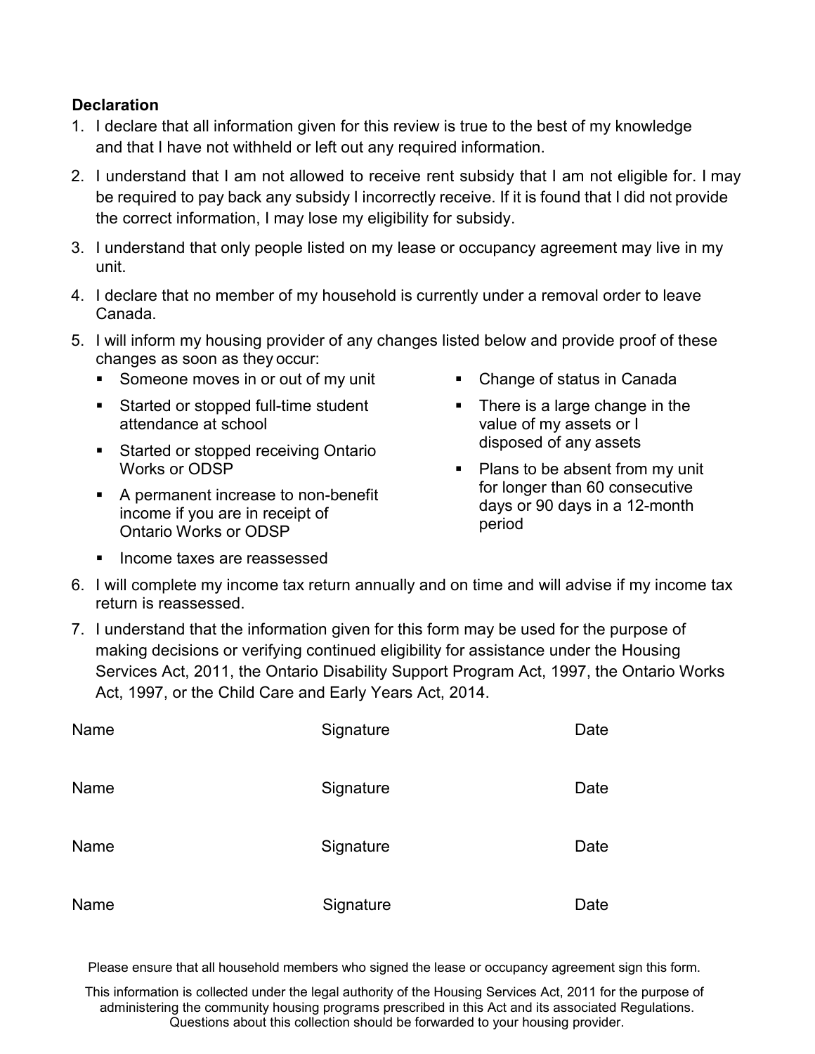**Declaration**

1. I declare that all information given for this review is true to the best of my knowledge and that I have not withheld or left out any required information.
2. I understand that I am not allowed to receive rent subsidy that I am not eligible for. I may be required to pay back any subsidy I incorrectly receive. If it is found that I did not provide the correct information, I may lose my eligibility for subsidy.
3. I understand that only people listed on my lease or occupancy agreement may live in my unit.
4. I declare that no member of my household is currently under a removal order to leave Canada.
5. I will inform my housing provider of any changes listed below and provide proof of these changes as soon as they occur:
   - Someone moves in or out of my unit
   - Started or stopped full-time student attendance at school
   - Started or stopped receiving Ontario Works or ODSP
   - A permanent increase to non-benefit income if you are in receipt of Ontario Works or ODSP
   - Income taxes are reassessed
   - Change of status in Canada
   - There is a large change in the value of my assets or I disposed of any assets
   - Plans to be absent from my unit for longer than 60 consecutive days or 90 days in a 12-month period
6. I will complete my income tax return annually and on time and will advise if my income tax return is reassessed.
7. I understand that the information given for this form may be used for the purpose of making decisions or verifying continued eligibility for assistance under the Housing Services Act, 2011, the Ontario Disability Support Program Act, 1997, the Ontario Works Act, 1997, or the Child Care and Early Years Act, 2014.

| Name | Signature | Date |
|---|---|---|
| | | |
| Name | Signature | Date |
| | | |
| Name | Signature | Date |
| | | |
| Name | Signature | Date |
| | | |

Please ensure that all household members who signed the lease or occupancy agreement sign this form.

This information is collected under the legal authority of the Housing Services Act, 2011 for the purpose of administering the community housing programs prescribed in this Act and its associated Regulations. Questions about this collection should be forwarded to your housing provider.